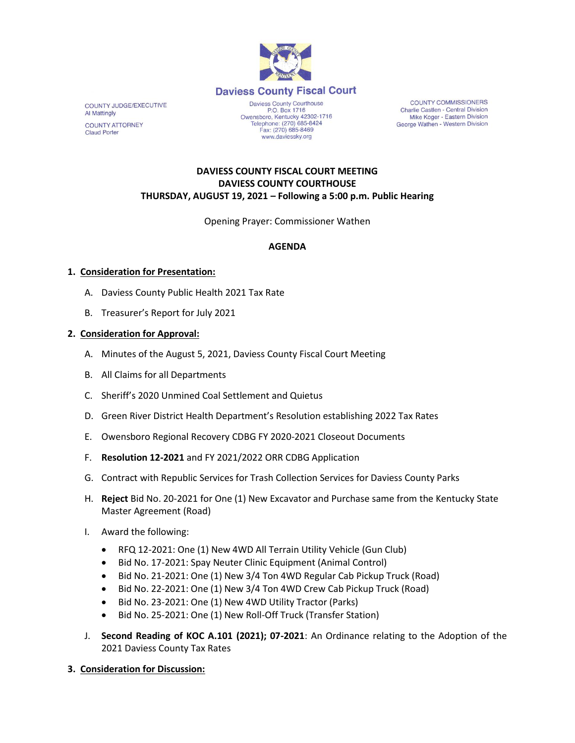**Daviess County Fiscal Court**

COUNTY JUDGE/EXECUTIVE
Al Mattingly

COUNTY ATTORNEY
Claud Porter

Daviess County Courthouse
P.O. Box 1716
Owensboro, Kentucky 42302-1716
Telephone: (270) 685-8424
Fax: (270) 685-8469
www.daviessky.org

COUNTY COMMISSIONERS
Charlie Castlen - Central Division
Mike Koger - Eastern Division
George Wathen - Western Division

# DAVIESS COUNTY FISCAL COURT MEETING
# DAVIESS COUNTY COURTHOUSE
## THURSDAY, AUGUST 19, 2021 – Following a 5:00 p.m. Public Hearing

Opening Prayer: Commissioner Wathen

## AGENDA

**1. Consideration for Presentation:**

A. Daviess County Public Health 2021 Tax Rate

B. Treasurer's Report for July 2021

**2. Consideration for Approval:**

A. Minutes of the August 5, 2021, Daviess County Fiscal Court Meeting

B. All Claims for all Departments

C. Sheriff's 2020 Unmined Coal Settlement and Quietus

D. Green River District Health Department's Resolution establishing 2022 Tax Rates

E. Owensboro Regional Recovery CDBG FY 2020-2021 Closeout Documents

F. **Resolution 12-2021** and FY 2021/2022 ORR CDBG Application

G. Contract with Republic Services for Trash Collection Services for Daviess County Parks

H. **Reject** Bid No. 20-2021 for One (1) New Excavator and Purchase same from the Kentucky State Master Agreement (Road)

I. Award the following:

- RFQ 12-2021: One (1) New 4WD All Terrain Utility Vehicle (Gun Club)
- Bid No. 17-2021: Spay Neuter Clinic Equipment (Animal Control)
- Bid No. 21-2021: One (1) New 3/4 Ton 4WD Regular Cab Pickup Truck (Road)
- Bid No. 22-2021: One (1) New 3/4 Ton 4WD Crew Cab Pickup Truck (Road)
- Bid No. 23-2021: One (1) New 4WD Utility Tractor (Parks)
- Bid No. 25-2021: One (1) New Roll-Off Truck (Transfer Station)

J. **Second Reading of KOC A.101 (2021); 07-2021**: An Ordinance relating to the Adoption of the 2021 Daviess County Tax Rates

**3. Consideration for Discussion:**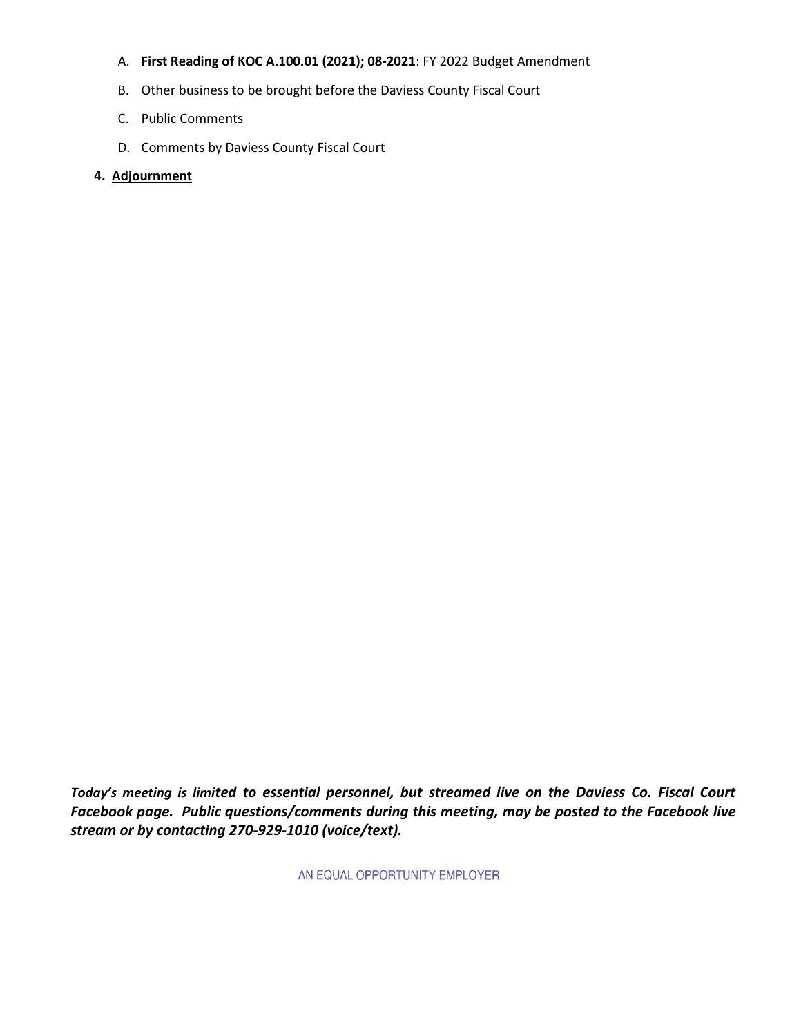A. **First Reading of KOC A.100.01 (2021); 08-2021**: FY 2022 Budget Amendment

B. Other business to be brought before the Daviess County Fiscal Court

C. Public Comments

D. Comments by Daviess County Fiscal Court

**4. Adjournment**

***Today's meeting is limited to essential personnel, but streamed live on the Daviess Co. Fiscal Court Facebook page. Public questions/comments during this meeting, may be posted to the Facebook live stream or by contacting 270-929-1010 (voice/text).***

AN EQUAL OPPORTUNITY EMPLOYER